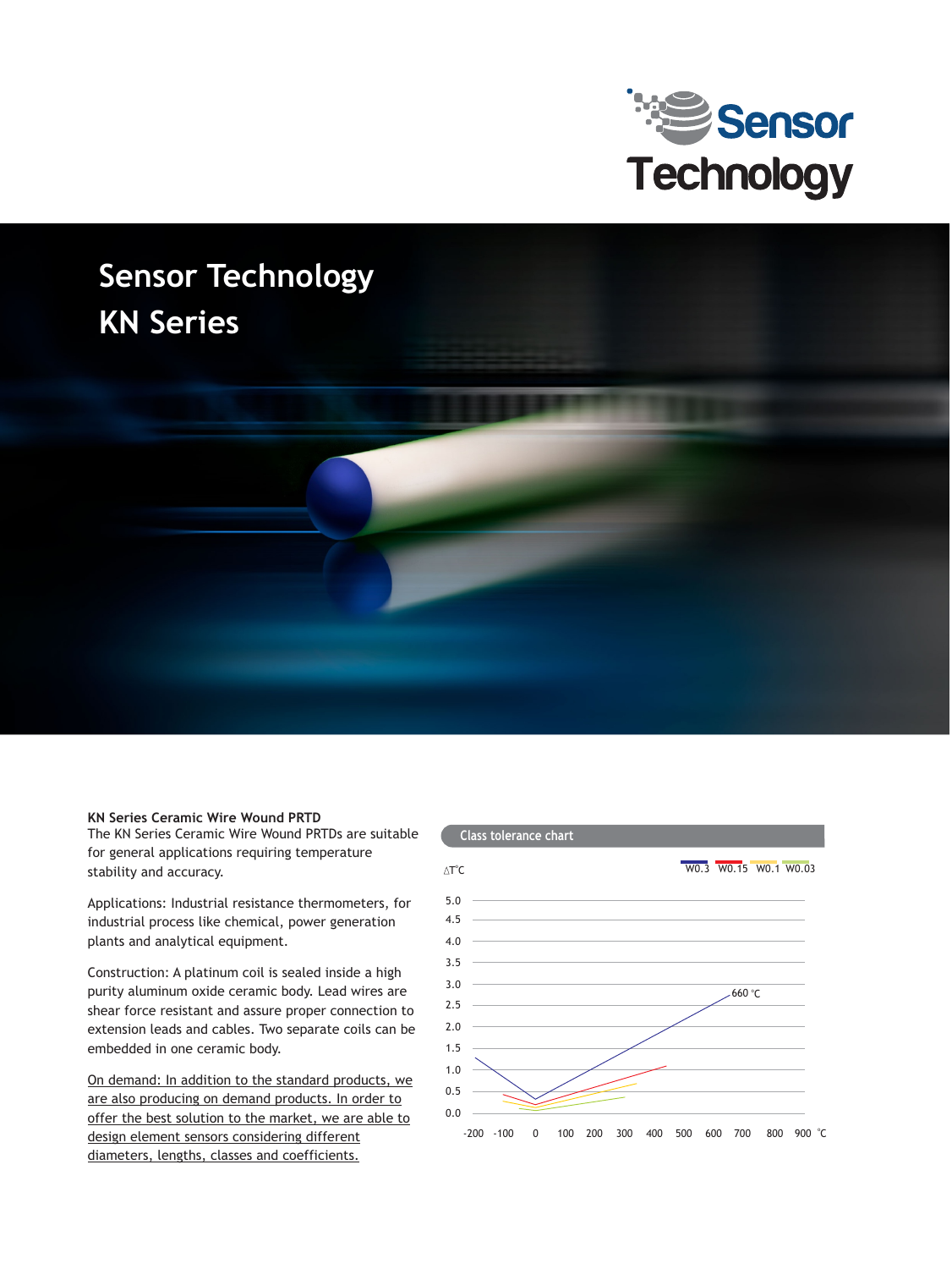# Sensor Technology

# KN Series

## KN Series Ceramic Wire Wound PRTD

The KN Series Ceramic Wire Wound PRTDs are suitable for general applications requiring temperature stability and accuracy.

Applications: Industrial resistance thermometers, for industrial process like chemical, power generation plants and analytical equipment.

Construction: A platinum coil is sealed inside a high purity aluminum oxide ceramic body. Lead wires are shear force resistant and assure proper connection to extension leads and cables. Two separate coils can be embedded in one ceramic body.

On demand: In addition to the standard products, we are also producing on demand products. In order to offer the best solution to the market, we are able to design element sensors considering different diameters, lengths, classes and coefficients.

### Class tolerance chart

△T°C

W0.3 W0.15 W0.1 W0.03

660 °C

5.0, 4.5, 4.0, 3.5, 3.0, 2.5, 2.0, 1.5, 1.0, 0.5, 0.0

-200 -100 0 100 200 300 400 500 600 700 800 900 °C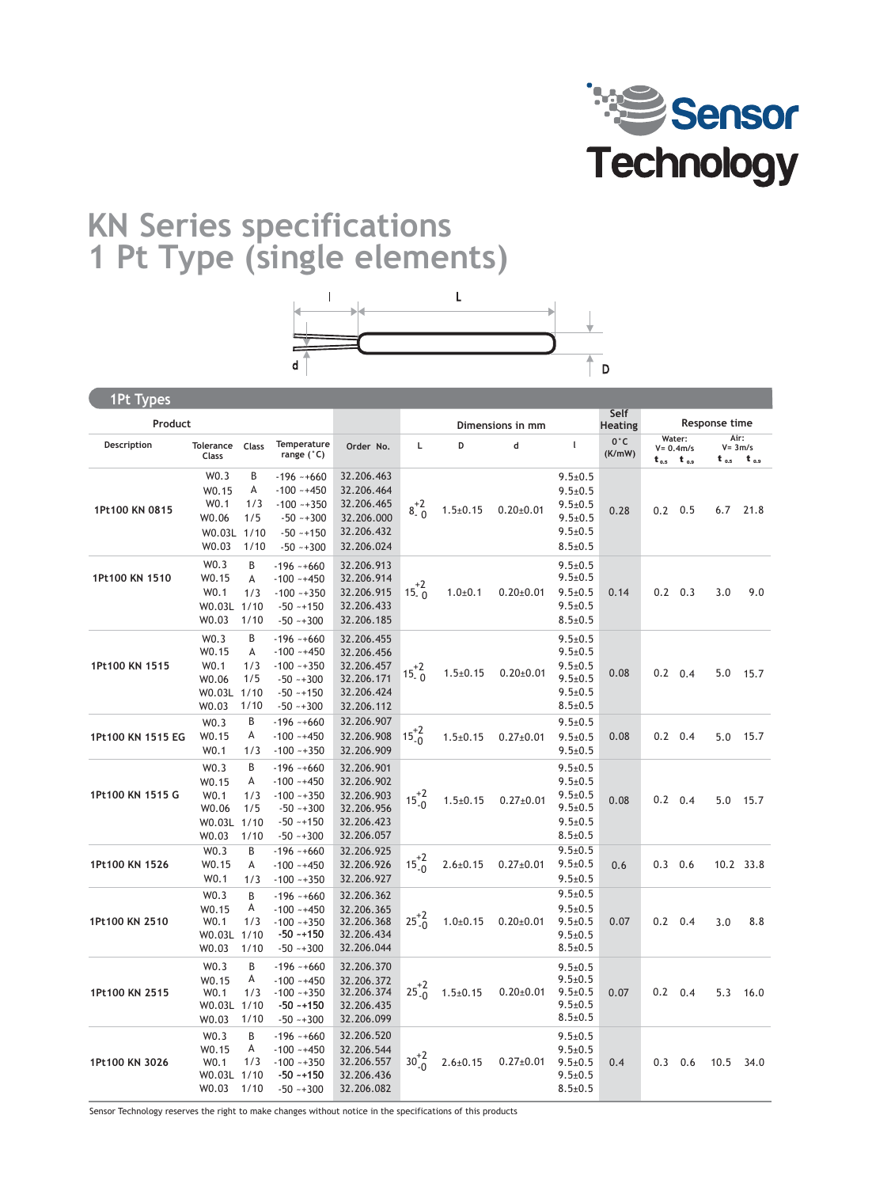# KN Series specifications
# 1 Pt Type (single elements)

## 1Pt Types

| Product | | | | | Dimensions in mm | | | | Self Heating | Response time | | | |
|---|---|---|---|---|---|---|---|---|---|---|---|---|---|
| Description | Tolerance Class | Class | Temperature range (°C) | Order No. | L | D | d | l | 0°C (K/mW) | Water: V= 0.4m/s $t_{0.5}$ | Water: V= 0.4m/s $t_{0.9}$ | Air: V= 3m/s $t_{0.5}$ | Air: V= 3m/s $t_{0.9}$ |
| 1Pt100 KN 0815 | W0.3 | B | -196 ~+660 | 32.206.463 | $8^{+2}_{-0}$ | 1.5±0.15 | 0.20±0.01 | 9.5±0.5 | 0.28 | 0.2 | 0.5 | 6.7 | 21.8 |
| | W0.15 | A | -100 ~+450 | 32.206.464 | | | | 9.5±0.5 | | | | | |
| | W0.1 | 1/3 | -100 ~+350 | 32.206.465 | | | | 9.5±0.5 | | | | | |
| | W0.06 | 1/5 | -50 ~+300 | 32.206.000 | | | | 9.5±0.5 | | | | | |
| | W0.03L | 1/10 | -50 ~+150 | 32.206.432 | | | | 9.5±0.5 | | | | | |
| | W0.03 | 1/10 | -50 ~+300 | 32.206.024 | | | | 8.5±0.5 | | | | | |
| 1Pt100 KN 1510 | W0.3 | B | -196 ~+660 | 32.206.913 | $15^{+2}_{-0}$ | 1.0±0.1 | 0.20±0.01 | 9.5±0.5 | 0.14 | 0.2 | 0.3 | 3.0 | 9.0 |
| | W0.15 | A | -100 ~+450 | 32.206.914 | | | | 9.5±0.5 | | | | | |
| | W0.1 | 1/3 | -100 ~+350 | 32.206.915 | | | | 9.5±0.5 | | | | | |
| | W0.03L | 1/10 | -50 ~+150 | 32.206.433 | | | | 9.5±0.5 | | | | | |
| | W0.03 | 1/10 | -50 ~+300 | 32.206.185 | | | | 8.5±0.5 | | | | | |
| 1Pt100 KN 1515 | W0.3 | B | -196 ~+660 | 32.206.455 | $15^{+2}_{-0}$ | 1.5±0.15 | 0.20±0.01 | 9.5±0.5 | 0.08 | 0.2 | 0.4 | 5.0 | 15.7 |
| | W0.15 | A | -100 ~+450 | 32.206.456 | | | | 9.5±0.5 | | | | | |
| | W0.1 | 1/3 | -100 ~+350 | 32.206.457 | | | | 9.5±0.5 | | | | | |
| | W0.06 | 1/5 | -50 ~+300 | 32.206.171 | | | | 9.5±0.5 | | | | | |
| | W0.03L | 1/10 | -50 ~+150 | 32.206.424 | | | | 9.5±0.5 | | | | | |
| | W0.03 | 1/10 | -50 ~+300 | 32.206.112 | | | | 8.5±0.5 | | | | | |
| 1Pt100 KN 1515 EG | W0.3 | B | -196 ~+660 | 32.206.907 | $15^{+2}_{-0}$ | 1.5±0.15 | 0.27±0.01 | 9.5±0.5 | 0.08 | 0.2 | 0.4 | 5.0 | 15.7 |
| | W0.15 | A | -100 ~+450 | 32.206.908 | | | | 9.5±0.5 | | | | | |
| | W0.1 | 1/3 | -100 ~+350 | 32.206.909 | | | | 9.5±0.5 | | | | | |
| 1Pt100 KN 1515 G | W0.3 | B | -196 ~+660 | 32.206.901 | $15^{+2}_{-0}$ | 1.5±0.15 | 0.27±0.01 | 9.5±0.5 | 0.08 | 0.2 | 0.4 | 5.0 | 15.7 |
| | W0.15 | A | -100 ~+450 | 32.206.902 | | | | 9.5±0.5 | | | | | |
| | W0.1 | 1/3 | -100 ~+350 | 32.206.903 | | | | 9.5±0.5 | | | | | |
| | W0.06 | 1/5 | -50 ~+300 | 32.206.956 | | | | 9.5±0.5 | | | | | |
| | W0.03L | 1/10 | -50 ~+150 | 32.206.423 | | | | 9.5±0.5 | | | | | |
| | W0.03 | 1/10 | -50 ~+300 | 32.206.057 | | | | 8.5±0.5 | | | | | |
| 1Pt100 KN 1526 | W0.3 | B | -196 ~+660 | 32.206.925 | $15^{+2}_{-0}$ | 2.6±0.15 | 0.27±0.01 | 9.5±0.5 | 0.6 | 0.3 | 0.6 | 10.2 | 33.8 |
| | W0.15 | A | -100 ~+450 | 32.206.926 | | | | 9.5±0.5 | | | | | |
| | W0.1 | 1/3 | -100 ~+350 | 32.206.927 | | | | 9.5±0.5 | | | | | |
| 1Pt100 KN 2510 | W0.3 | B | -196 ~+660 | 32.206.362 | $25^{+2}_{-0}$ | 1.0±0.15 | 0.20±0.01 | 9.5±0.5 | 0.07 | 0.2 | 0.4 | 3.0 | 8.8 |
| | W0.15 | A | -100 ~+450 | 32.206.365 | | | | 9.5±0.5 | | | | | |
| | W0.1 | 1/3 | -100 ~+350 | 32.206.368 | | | | 9.5±0.5 | | | | | |
| | W0.03L | 1/10 | -50 ~+150 | 32.206.434 | | | | 9.5±0.5 | | | | | |
| | W0.03 | 1/10 | -50 ~+300 | 32.206.044 | | | | 8.5±0.5 | | | | | |
| 1Pt100 KN 2515 | W0.3 | B | -196 ~+660 | 32.206.370 | $25^{+2}_{-0}$ | 1.5±0.15 | 0.20±0.01 | 9.5±0.5 | 0.07 | 0.2 | 0.4 | 5.3 | 16.0 |
| | W0.15 | A | -100 ~+450 | 32.206.372 | | | | 9.5±0.5 | | | | | |
| | W0.1 | 1/3 | -100 ~+350 | 32.206.374 | | | | 9.5±0.5 | | | | | |
| | W0.03L | 1/10 | -50 ~+150 | 32.206.435 | | | | 9.5±0.5 | | | | | |
| | W0.03 | 1/10 | -50 ~+300 | 32.206.099 | | | | 8.5±0.5 | | | | | |
| 1Pt100 KN 3026 | W0.3 | B | -196 ~+660 | 32.206.520 | $30^{+2}_{-0}$ | 2.6±0.15 | 0.27±0.01 | 9.5±0.5 | 0.4 | 0.3 | 0.6 | 10.5 | 34.0 |
| | W0.15 | A | -100 ~+450 | 32.206.544 | | | | 9.5±0.5 | | | | | |
| | W0.1 | 1/3 | -100 ~+350 | 32.206.557 | | | | 9.5±0.5 | | | | | |
| | W0.03L | 1/10 | -50 ~+150 | 32.206.436 | | | | 9.5±0.5 | | | | | |
| | W0.03 | 1/10 | -50 ~+300 | 32.206.082 | | | | 8.5±0.5 | | | | | |

Sensor Technology reserves the right to make changes without notice in the specifications of this products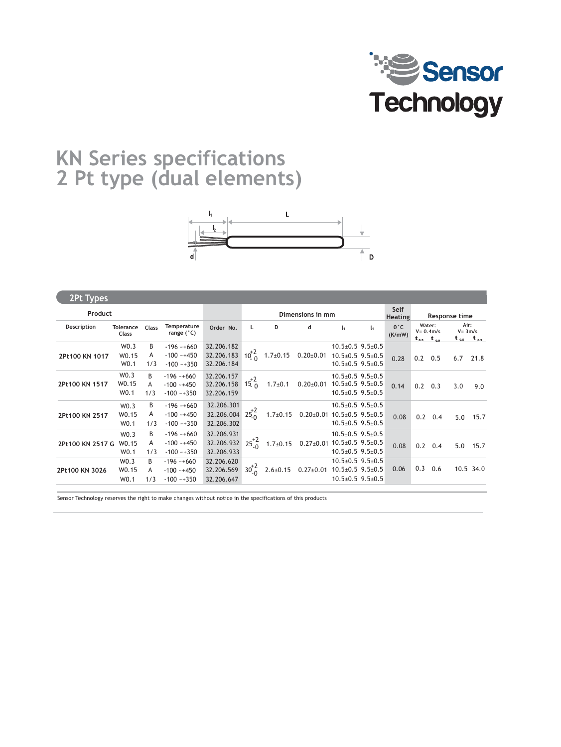# KN Series specifications
# 2 Pt type (dual elements)

## 2Pt Types

| Product | | | | | Dimensions in mm | | | | | Self Heating | Response time | | | |
|---|---|---|---|---|---|---|---|---|---|---|---|---|---|---|
| Description | Tolerance Class | Class | Temperature range (°C) | Order No. | L | D | d | $l_1$ | $l_1$ | 0°C (K/mW) | Water: V= 0.4m/s $t_{0.5}$ | $t_{0.9}$ | Air: V= 3m/s $t_{0.5}$ | $t_{0.9}$ |
| 2Pt100 KN 1017 | W0.3 | B | -196 ~+660 | 32.206.182 | $10^{+2}_{-0}$ | 1.7±0.15 | 0.20±0.01 | 10.5±0.5 | 9.5±0.5 | 0.28 | 0.2 | 0.5 | 6.7 | 21.8 |
| | W0.15 | A | -100 ~+450 | 32.206.183 | | | | 10.5±0.5 | 9.5±0.5 | | | | | |
| | W0.1 | 1/3 | -100 ~+350 | 32.206.184 | | | | 10.5±0.5 | 9.5±0.5 | | | | | |
| 2Pt100 KN 1517 | W0.3 | B | -196 ~+660 | 32.206.157 | $15^{+2}_{-0}$ | 1.7±0.1 | 0.20±0.01 | 10.5±0.5 | 9.5±0.5 | 0.14 | 0.2 | 0.3 | 3.0 | 9.0 |
| | W0.15 | A | -100 ~+450 | 32.206.158 | | | | 10.5±0.5 | 9.5±0.5 | | | | | |
| | W0.1 | 1/3 | -100 ~+350 | 32.206.159 | | | | 10.5±0.5 | 9.5±0.5 | | | | | |
| 2Pt100 KN 2517 | W0.3 | B | -196 ~+660 | 32.206.301 | $25^{+2}_{-0}$ | 1.7±0.15 | 0.20±0.01 | 10.5±0.5 | 9.5±0.5 | 0.08 | 0.2 | 0.4 | 5.0 | 15.7 |
| | W0.15 | A | -100 ~+450 | 32.206.004 | | | | 10.5±0.5 | 9.5±0.5 | | | | | |
| | W0.1 | 1/3 | -100 ~+350 | 32.206.302 | | | | 10.5±0.5 | 9.5±0.5 | | | | | |
| 2Pt100 KN 2517 G | W0.3 | B | -196 ~+660 | 32.206.931 | $25^{+2}_{-0}$ | 1.7±0.15 | 0.27±0.01 | 10.5±0.5 | 9.5±0.5 | 0.08 | 0.2 | 0.4 | 5.0 | 15.7 |
| | W0.15 | A | -100 ~+450 | 32.206.932 | | | | 10.5±0.5 | 9.5±0.5 | | | | | |
| | W0.1 | 1/3 | -100 ~+350 | 32.206.933 | | | | 10.5±0.5 | 9.5±0.5 | | | | | |
| 2Pt100 KN 3026 | W0.3 | B | -196 ~+660 | 32.206.620 | $30^{+2}_{-0}$ | 2.6±0.15 | 0.27±0.01 | 10.5±0.5 | 9.5±0.5 | 0.06 | 0.3 | 0.6 | 10.5 | 34.0 |
| | W0.15 | A | -100 ~+450 | 32.206.569 | | | | 10.5±0.5 | 9.5±0.5 | | | | | |
| | W0.1 | 1/3 | -100 ~+350 | 32.206.647 | | | | 10.5±0.5 | 9.5±0.5 | | | | | |

Sensor Technology reserves the right to make changes without notice in the specifications of this products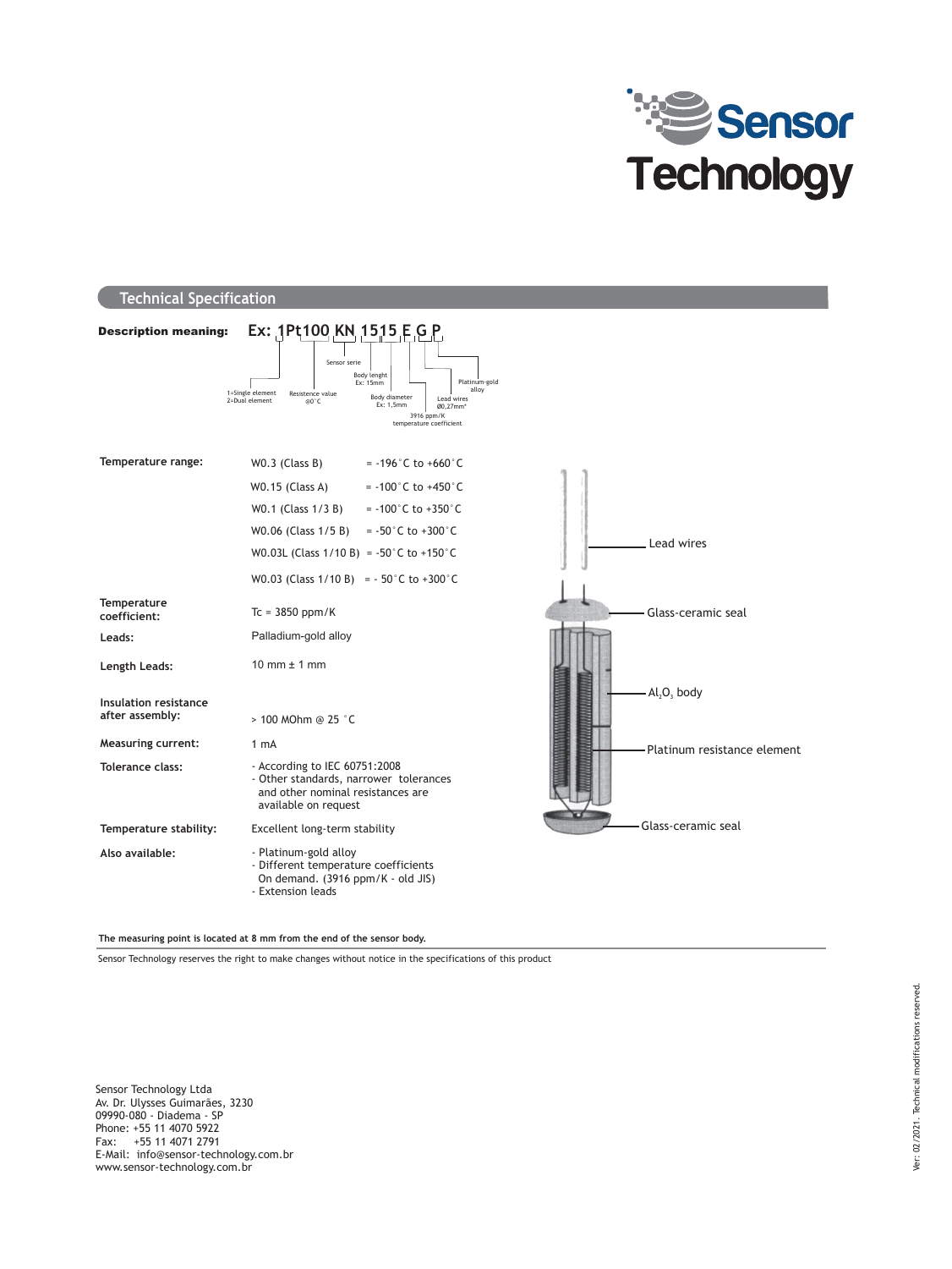Sensor Technology

## Technical Specification

**Description meaning:** Ex: 1Pt100 KN 1515 E G P

1=Single element
2=Dual element

Resistence value @0°C

Sensor serie

Body lenght Ex: 15mm

Body diameter Ex: 1,5mm

3916 ppm/K temperature coefficient

Lead wires Ø0,27mm*

Platinum-gold alloy

| | | |
|---|---|---|
| **Temperature range:** | W0.3 (Class B) | = -196°C to +660°C |
| | W0.15 (Class A) | = -100°C to +450°C |
| | W0.1 (Class 1/3 B) | = -100°C to +350°C |
| | W0.06 (Class 1/5 B) | = -50°C to +300°C |
| | W0.03L (Class 1/10 B) | = -50°C to +150°C |
| | W0.03 (Class 1/10 B) | = - 50°C to +300°C |
| **Temperature coefficient:** | Tc = 3850 ppm/K | |
| **Leads:** | Palladium-gold alloy | |
| **Length Leads:** | 10 mm ± 1 mm | |
| **Insulation resistance after assembly:** | > 100 MOhm @ 25 °C | |
| **Measuring current:** | 1 mA | |
| **Tolerance class:** | - According to IEC 60751:2008<br>- Other standards, narrower tolerances and other nominal resistances are available on request | |
| **Temperature stability:** | Excellent long-term stability | |
| **Also available:** | - Platinum-gold alloy<br>- Different temperature coefficients On demand. (3916 ppm/K - old JIS)<br>- Extension leads | |

Lead wires

Glass-ceramic seal

$Al_2O_3$ body

Platinum resistance element

Glass-ceramic seal

**The measuring point is located at 8 mm from the end of the sensor body.**

Sensor Technology reserves the right to make changes without notice in the specifications of this product

Sensor Technology Ltda
Av. Dr. Ulysses Guimarães, 3230
09990-080 - Diadema - SP
Phone: +55 11 4070 5922
Fax: +55 11 4071 2791
E-Mail: info@sensor-technology.com.br
www.sensor-technology.com.br

Ver: 02/2021. Technical modifications reserved.